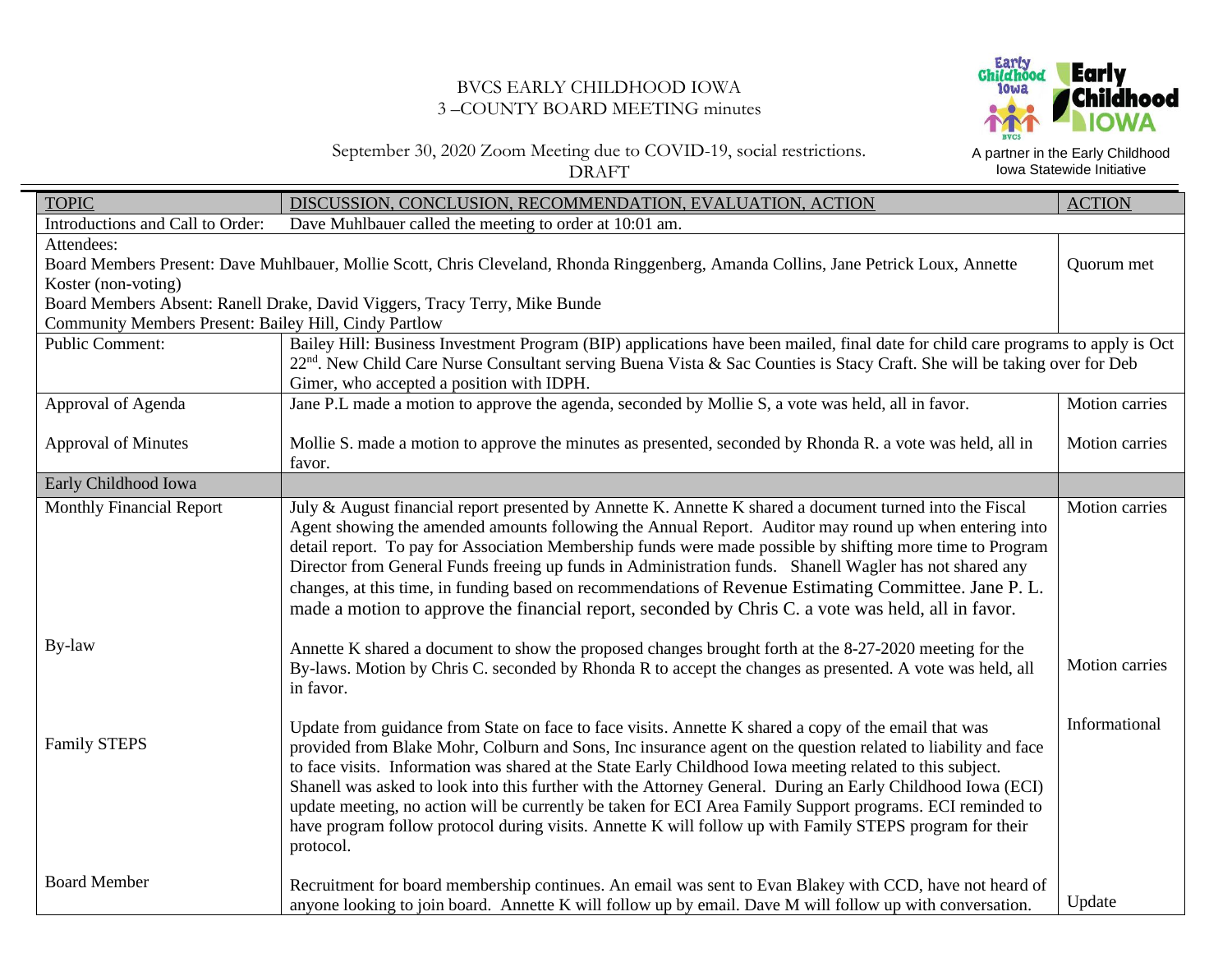# BVCS EARLY CHILDHOOD IOWA
## 3 –COUNTY BOARD MEETING minutes

September 30, 2020 Zoom Meeting due to COVID-19, social restrictions.
DRAFT

A partner in the Early Childhood Iowa Statewide Initiative

| TOPIC | DISCUSSION, CONCLUSION, RECOMMENDATION, EVALUATION, ACTION | ACTION |
|---|---|---|
| Introductions and Call to Order: | Dave Muhlbauer called the meeting to order at 10:01 am. | |
| Attendees:<br>Board Members Present: Dave Muhlbauer, Mollie Scott, Chris Cleveland, Rhonda Ringgenberg, Amanda Collins, Jane Petrick Loux, Annette Koster (non-voting)<br>Board Members Absent: Ranell Drake, David Viggers, Tracy Terry, Mike Bunde<br>Community Members Present: Bailey Hill, Cindy Partlow | | Quorum met |
| Public Comment: | Bailey Hill: Business Investment Program (BIP) applications have been mailed, final date for child care programs to apply is Oct 22nd. New Child Care Nurse Consultant serving Buena Vista & Sac Counties is Stacy Craft. She will be taking over for Deb Gimer, who accepted a position with IDPH. | |
| Approval of Agenda | Jane P.L made a motion to approve the agenda, seconded by Mollie S, a vote was held, all in favor. | Motion carries |
| Approval of Minutes | Mollie S. made a motion to approve the minutes as presented, seconded by Rhonda R. a vote was held, all in favor. | Motion carries |
| Early Childhood Iowa | | |
| Monthly Financial Report | July & August financial report presented by Annette K. Annette K shared a document turned into the Fiscal Agent showing the amended amounts following the Annual Report. Auditor may round up when entering into detail report. To pay for Association Membership funds were made possible by shifting more time to Program Director from General Funds freeing up funds in Administration funds. Shanell Wagler has not shared any changes, at this time, in funding based on recommendations of Revenue Estimating Committee. Jane P. L. made a motion to approve the financial report, seconded by Chris C. a vote was held, all in favor. | Motion carries |
| By-law | Annette K shared a document to show the proposed changes brought forth at the 8-27-2020 meeting for the By-laws. Motion by Chris C. seconded by Rhonda R to accept the changes as presented. A vote was held, all in favor. | Motion carries |
| Family STEPS | Update from guidance from State on face to face visits. Annette K shared a copy of the email that was provided from Blake Mohr, Colburn and Sons, Inc insurance agent on the question related to liability and face to face visits. Information was shared at the State Early Childhood Iowa meeting related to this subject. Shanell was asked to look into this further with the Attorney General. During an Early Childhood Iowa (ECI) update meeting, no action will be currently be taken for ECI Area Family Support programs. ECI reminded to have program follow protocol during visits. Annette K will follow up with Family STEPS program for their protocol. | Informational |
| Board Member | Recruitment for board membership continues. An email was sent to Evan Blakey with CCD, have not heard of anyone looking to join board. Annette K will follow up by email. Dave M will follow up with conversation. | Update |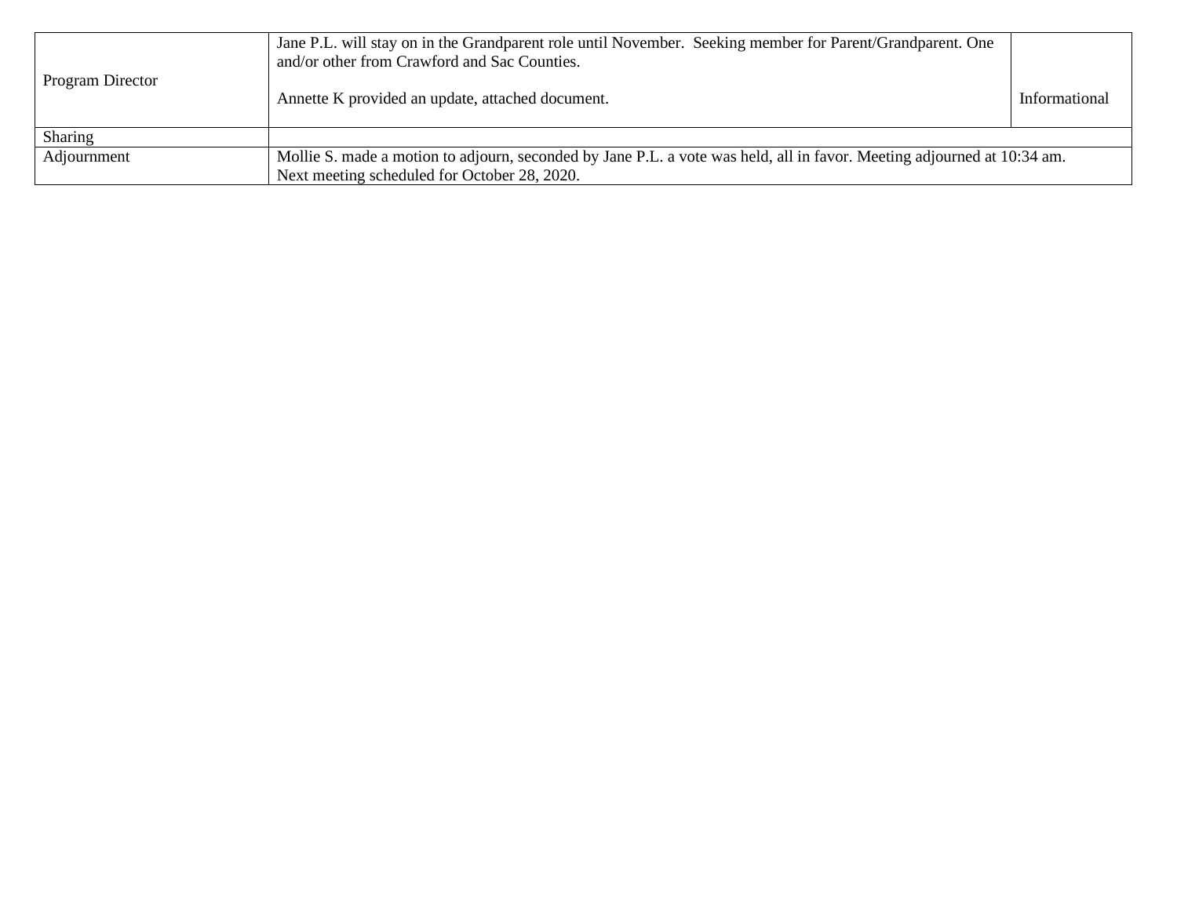| | | |
|---|---|---|
| Program Director | Jane P.L. will stay on in the Grandparent role until November. Seeking member for Parent/Grandparent. One and/or other from Crawford and Sac Counties.<br><br>Annette K provided an update, attached document. | Informational |
| Sharing | | |
| Adjournment | Mollie S. made a motion to adjourn, seconded by Jane P.L. a vote was held, all in favor. Meeting adjourned at 10:34 am. Next meeting scheduled for October 28, 2020. | |